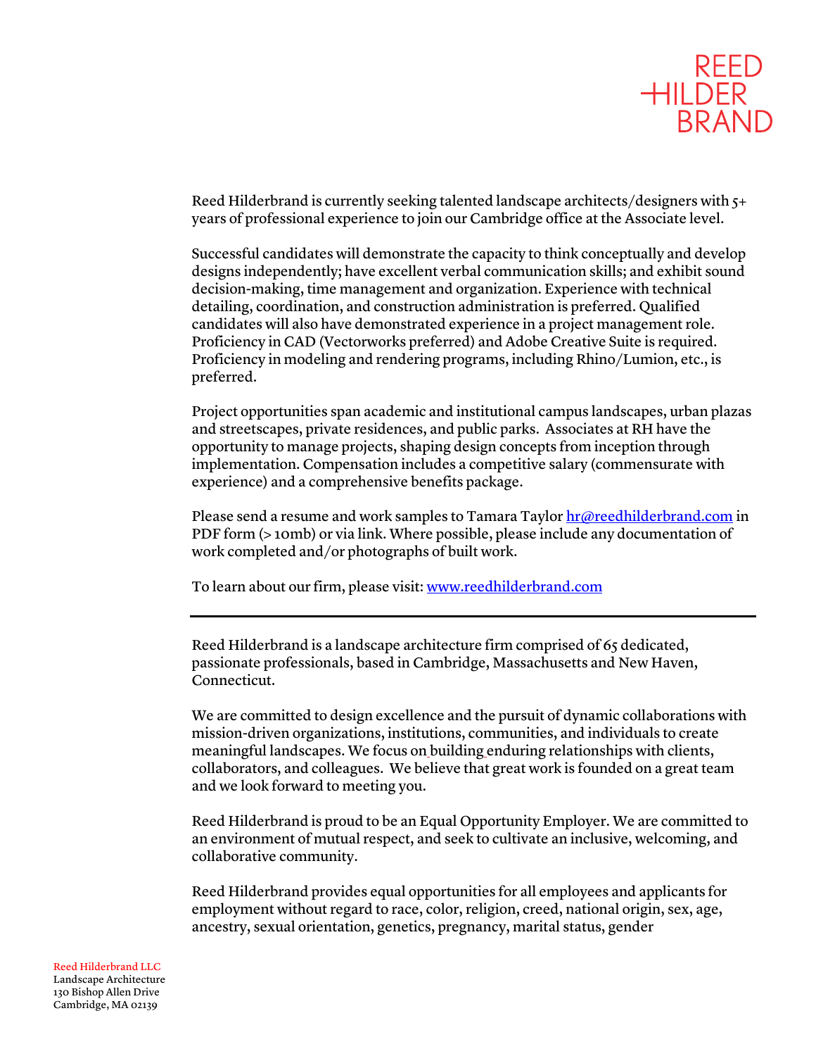REED
HILDER
BRAND

Reed Hilderbrand is currently seeking talented landscape architects/designers with 5+ years of professional experience to join our Cambridge office at the Associate level.

Successful candidates will demonstrate the capacity to think conceptually and develop designs independently; have excellent verbal communication skills; and exhibit sound decision-making, time management and organization. Experience with technical detailing, coordination, and construction administration is preferred. Qualified candidates will also have demonstrated experience in a project management role. Proficiency in CAD (Vectorworks preferred) and Adobe Creative Suite is required. Proficiency in modeling and rendering programs, including Rhino/Lumion, etc., is preferred.

Project opportunities span academic and institutional campus landscapes, urban plazas and streetscapes, private residences, and public parks. Associates at RH have the opportunity to manage projects, shaping design concepts from inception through implementation. Compensation includes a competitive salary (commensurate with experience) and a comprehensive benefits package.

Please send a resume and work samples to Tamara Taylor [hr@reedhilderbrand.com](mailto:hr@reedhilderbrand.com) in PDF form (> 10mb) or via link. Where possible, please include any documentation of work completed and/or photographs of built work.

To learn about our firm, please visit: [www.reedhilderbrand.com](http://www.reedhilderbrand.com)

---

Reed Hilderbrand is a landscape architecture firm comprised of 65 dedicated, passionate professionals, based in Cambridge, Massachusetts and New Haven, Connecticut.

We are committed to design excellence and the pursuit of dynamic collaborations with mission-driven organizations, institutions, communities, and individuals to create meaningful landscapes. We focus on building enduring relationships with clients, collaborators, and colleagues. We believe that great work is founded on a great team and we look forward to meeting you.

Reed Hilderbrand is proud to be an Equal Opportunity Employer. We are committed to an environment of mutual respect, and seek to cultivate an inclusive, welcoming, and collaborative community.

Reed Hilderbrand provides equal opportunities for all employees and applicants for employment without regard to race, color, religion, creed, national origin, sex, age, ancestry, sexual orientation, genetics, pregnancy, marital status, gender

Reed Hilderbrand LLC
Landscape Architecture
130 Bishop Allen Drive
Cambridge, MA 02139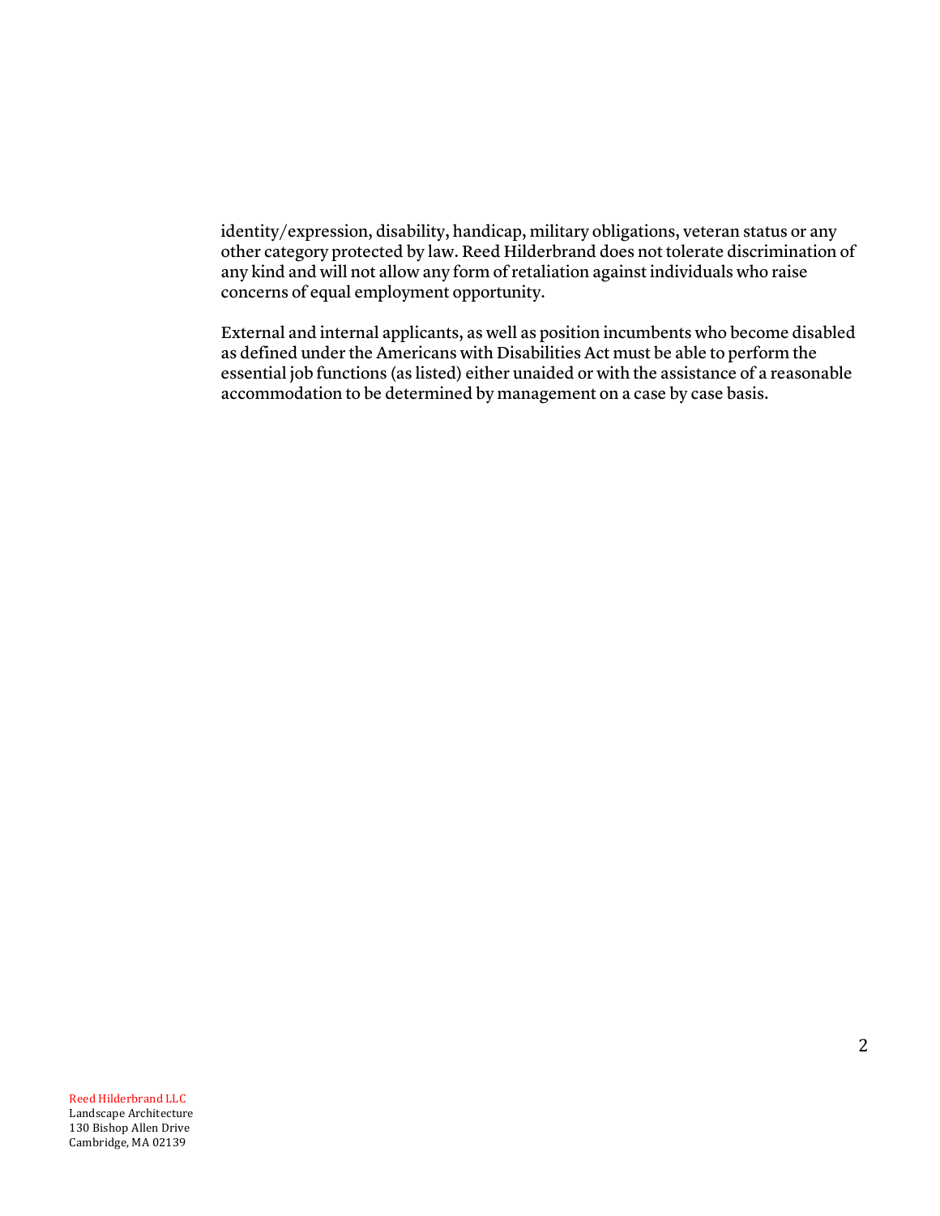identity/expression, disability, handicap, military obligations, veteran status or any other category protected by law. Reed Hilderbrand does not tolerate discrimination of any kind and will not allow any form of retaliation against individuals who raise concerns of equal employment opportunity.

External and internal applicants, as well as position incumbents who become disabled as defined under the Americans with Disabilities Act must be able to perform the essential job functions (as listed) either unaided or with the assistance of a reasonable accommodation to be determined by management on a case by case basis.